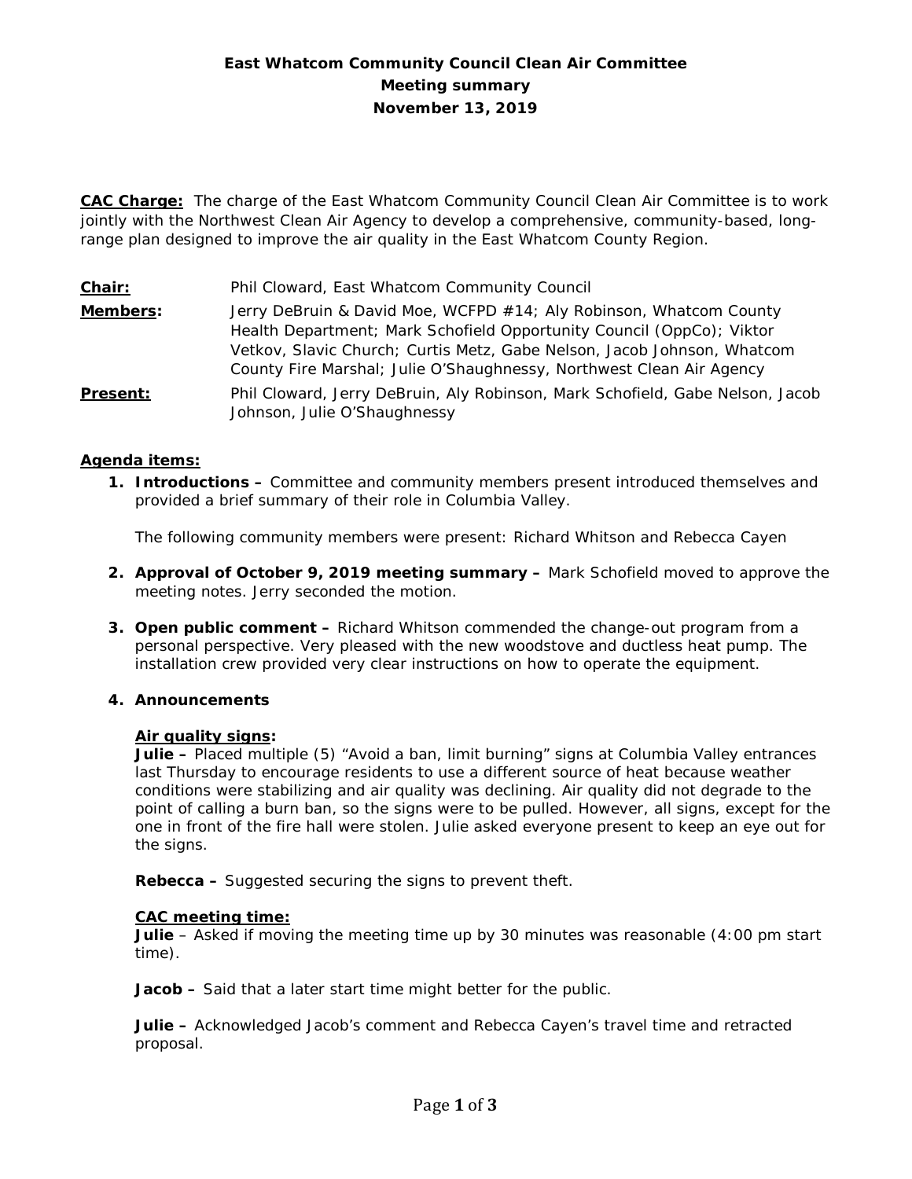**East Whatcom Community Council Clean Air Committee**
**Meeting summary**
**November 13, 2019**

**CAC Charge:** The charge of the East Whatcom Community Council Clean Air Committee is to work jointly with the Northwest Clean Air Agency to develop a comprehensive, community-based, long-range plan designed to improve the air quality in the East Whatcom County Region.

**Chair:** Phil Cloward, East Whatcom Community Council

**Members:** Jerry DeBruin & David Moe, WCFPD #14; Aly Robinson, Whatcom County Health Department; Mark Schofield Opportunity Council (OppCo); Viktor Vetkov, Slavic Church; Curtis Metz, Gabe Nelson, Jacob Johnson, Whatcom County Fire Marshal; Julie O'Shaughnessy, Northwest Clean Air Agency

**Present:** Phil Cloward, Jerry DeBruin, Aly Robinson, Mark Schofield, Gabe Nelson, Jacob Johnson, Julie O'Shaughnessy

**Agenda items:**

1. **Introductions –** Committee and community members present introduced themselves and provided a brief summary of their role in Columbia Valley.

   The following community members were present: Richard Whitson and Rebecca Cayen

2. **Approval of October 9, 2019 meeting summary –** Mark Schofield moved to approve the meeting notes. Jerry seconded the motion.

3. **Open public comment –** Richard Whitson commended the change-out program from a personal perspective. Very pleased with the new woodstove and ductless heat pump. The installation crew provided very clear instructions on how to operate the equipment.

4. **Announcements**

   **Air quality signs:**
   **Julie –** Placed multiple (5) "Avoid a ban, limit burning" signs at Columbia Valley entrances last Thursday to encourage residents to use a different source of heat because weather conditions were stabilizing and air quality was declining. Air quality did not degrade to the point of calling a burn ban, so the signs were to be pulled. However, all signs, except for the one in front of the fire hall were stolen. Julie asked everyone present to keep an eye out for the signs.

   **Rebecca –** Suggested securing the signs to prevent theft.

   **CAC meeting time:**
   **Julie** – Asked if moving the meeting time up by 30 minutes was reasonable (4:00 pm start time).

   **Jacob –** Said that a later start time might better for the public.

   **Julie –** Acknowledged Jacob's comment and Rebecca Cayen's travel time and retracted proposal.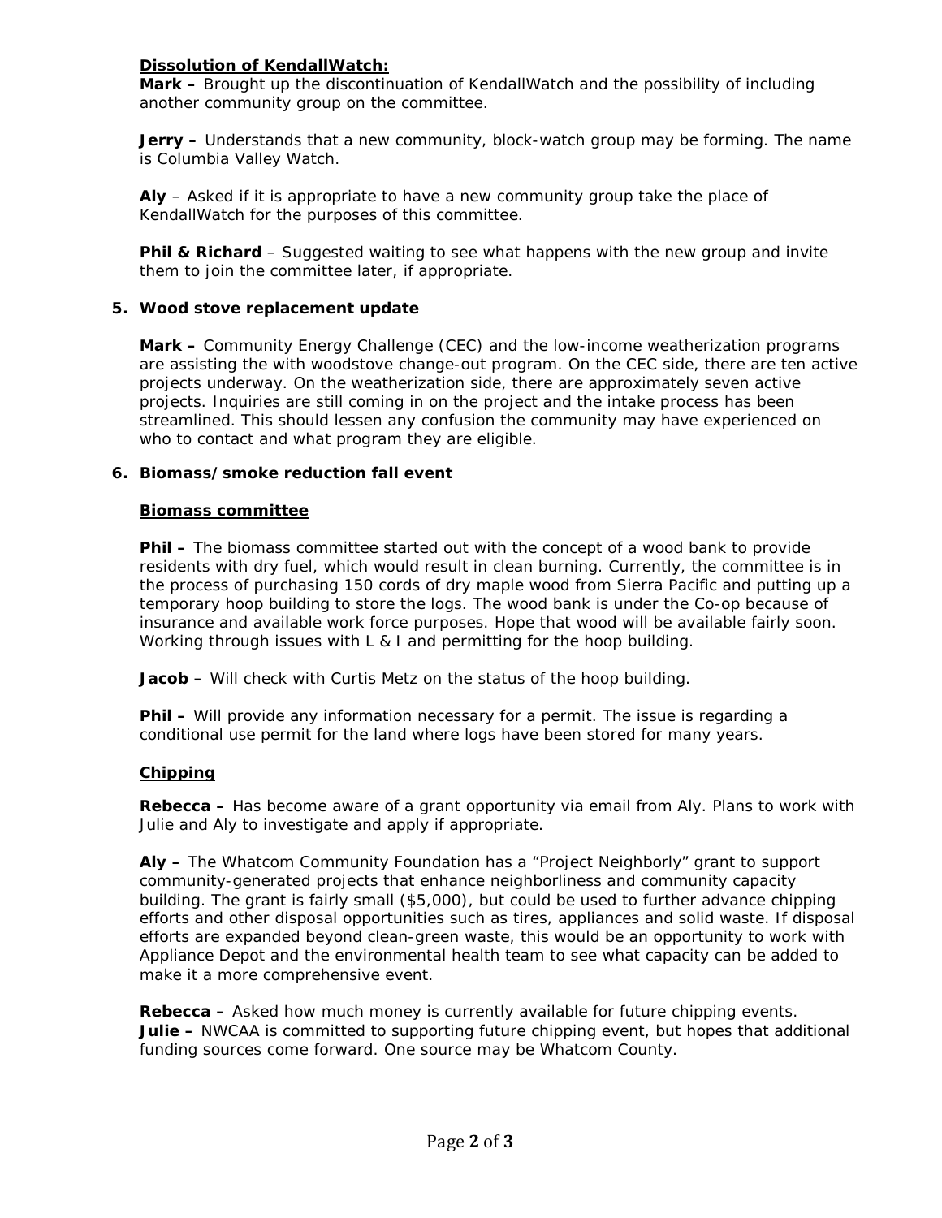**Dissolution of KendallWatch:**

**Mark –** Brought up the discontinuation of KendallWatch and the possibility of including another community group on the committee.

**Jerry –** Understands that a new community, block-watch group may be forming. The name is Columbia Valley Watch.

**Aly** – Asked if it is appropriate to have a new community group take the place of KendallWatch for the purposes of this committee.

**Phil & Richard** – Suggested waiting to see what happens with the new group and invite them to join the committee later, if appropriate.

**5. Wood stove replacement update**

**Mark –** Community Energy Challenge (CEC) and the low-income weatherization programs are assisting the with woodstove change-out program. On the CEC side, there are ten active projects underway. On the weatherization side, there are approximately seven active projects. Inquiries are still coming in on the project and the intake process has been streamlined. This should lessen any confusion the community may have experienced on who to contact and what program they are eligible.

**6. Biomass/smoke reduction fall event**

**Biomass committee**

**Phil –** The biomass committee started out with the concept of a wood bank to provide residents with dry fuel, which would result in clean burning. Currently, the committee is in the process of purchasing 150 cords of dry maple wood from Sierra Pacific and putting up a temporary hoop building to store the logs. The wood bank is under the Co-op because of insurance and available work force purposes. Hope that wood will be available fairly soon. Working through issues with L & I and permitting for the hoop building.

**Jacob –** Will check with Curtis Metz on the status of the hoop building.

**Phil –** Will provide any information necessary for a permit. The issue is regarding a conditional use permit for the land where logs have been stored for many years.

**Chipping**

**Rebecca –** Has become aware of a grant opportunity via email from Aly. Plans to work with Julie and Aly to investigate and apply if appropriate.

**Aly –** The Whatcom Community Foundation has a "Project Neighborly" grant to support community-generated projects that enhance neighborliness and community capacity building. The grant is fairly small ($5,000), but could be used to further advance chipping efforts and other disposal opportunities such as tires, appliances and solid waste. If disposal efforts are expanded beyond clean-green waste, this would be an opportunity to work with Appliance Depot and the environmental health team to see what capacity can be added to make it a more comprehensive event.

**Rebecca –** Asked how much money is currently available for future chipping events.
**Julie –** NWCAA is committed to supporting future chipping event, but hopes that additional funding sources come forward. One source may be Whatcom County.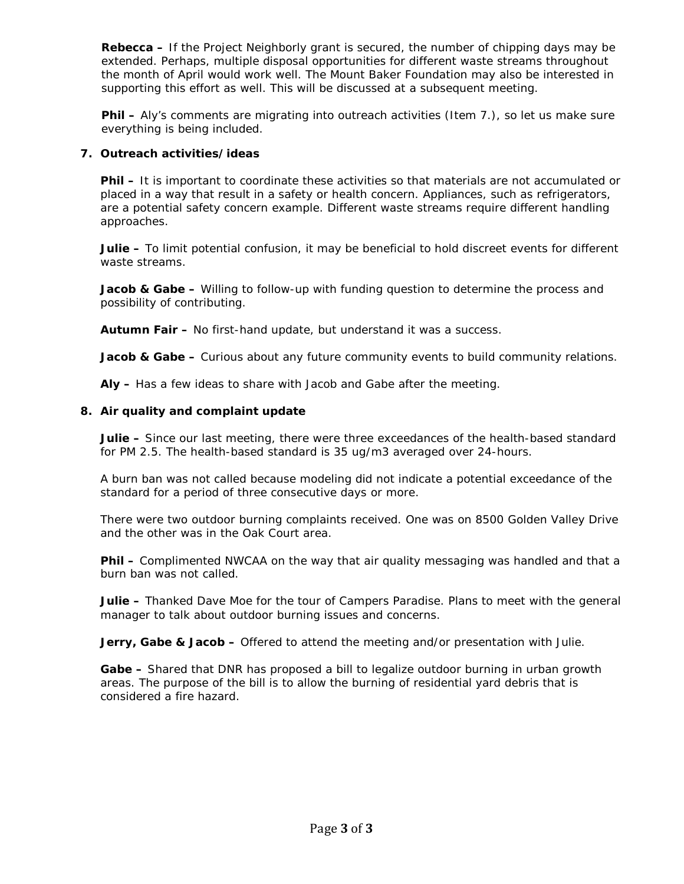**Rebecca –** If the Project Neighborly grant is secured, the number of chipping days may be extended. Perhaps, multiple disposal opportunities for different waste streams throughout the month of April would work well. The Mount Baker Foundation may also be interested in supporting this effort as well. This will be discussed at a subsequent meeting.

**Phil –** Aly's comments are migrating into outreach activities (Item 7.), so let us make sure everything is being included.

**7. Outreach activities/ideas**

**Phil –** It is important to coordinate these activities so that materials are not accumulated or placed in a way that result in a safety or health concern. Appliances, such as refrigerators, are a potential safety concern example. Different waste streams require different handling approaches.

**Julie –** To limit potential confusion, it may be beneficial to hold discreet events for different waste streams.

**Jacob & Gabe –** Willing to follow-up with funding question to determine the process and possibility of contributing.

**Autumn Fair –** No first-hand update, but understand it was a success.

**Jacob & Gabe –** Curious about any future community events to build community relations.

**Aly –** Has a few ideas to share with Jacob and Gabe after the meeting.

**8. Air quality and complaint update**

**Julie –** Since our last meeting, there were three exceedances of the health-based standard for PM 2.5. The health-based standard is 35 ug/m3 averaged over 24-hours.

A burn ban was not called because modeling did not indicate a potential exceedance of the standard for a period of three consecutive days or more.

There were two outdoor burning complaints received. One was on 8500 Golden Valley Drive and the other was in the Oak Court area.

**Phil –** Complimented NWCAA on the way that air quality messaging was handled and that a burn ban was not called.

**Julie –** Thanked Dave Moe for the tour of Campers Paradise. Plans to meet with the general manager to talk about outdoor burning issues and concerns.

**Jerry, Gabe & Jacob –** Offered to attend the meeting and/or presentation with Julie.

**Gabe –** Shared that DNR has proposed a bill to legalize outdoor burning in urban growth areas. The purpose of the bill is to allow the burning of residential yard debris that is considered a fire hazard.